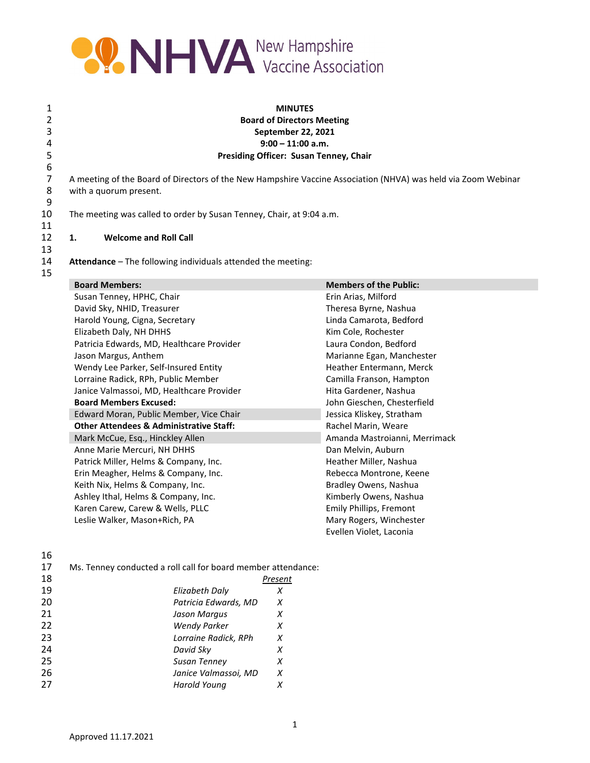NHVA New Hampshire Vaccine Association

**MINUTES**
**Board of Directors Meeting**
**September 22, 2021**
**9:00 – 11:00 a.m.**
**Presiding Officer: Susan Tenney, Chair**

A meeting of the Board of Directors of the New Hampshire Vaccine Association (NHVA) was held via Zoom Webinar with a quorum present.

The meeting was called to order by Susan Tenney, Chair, at 9:04 a.m.

## 1. Welcome and Roll Call

**Attendance** – The following individuals attended the meeting:

| **Board Members:** | **Members of the Public:** |
|---|---|
| Susan Tenney, HPHC, Chair | Erin Arias, Milford |
| David Sky, NHID, Treasurer | Theresa Byrne, Nashua |
| Harold Young, Cigna, Secretary | Linda Camarota, Bedford |
| Elizabeth Daly, NH DHHS | Kim Cole, Rochester |
| Patricia Edwards, MD, Healthcare Provider | Laura Condon, Bedford |
| Jason Margus, Anthem | Marianne Egan, Manchester |
| Wendy Lee Parker, Self-Insured Entity | Heather Entermann, Merck |
| Lorraine Radick, RPh, Public Member | Camilla Franson, Hampton |
| Janice Valmassoi, MD, Healthcare Provider | Hita Gardener, Nashua |
| **Board Members Excused:** | John Gieschen, Chesterfield |
| Edward Moran, Public Member, Vice Chair | Jessica Kliskey, Stratham |
| **Other Attendees & Administrative Staff:** | Rachel Marin, Weare |
| Mark McCue, Esq., Hinckley Allen | Amanda Mastroianni, Merrimack |
| Anne Marie Mercuri, NH DHHS | Dan Melvin, Auburn |
| Patrick Miller, Helms & Company, Inc. | Heather Miller, Nashua |
| Erin Meagher, Helms & Company, Inc. | Rebecca Montrone, Keene |
| Keith Nix, Helms & Company, Inc. | Bradley Owens, Nashua |
| Ashley Ithal, Helms & Company, Inc. | Kimberly Owens, Nashua |
| Karen Carew, Carew & Wells, PLLC | Emily Phillips, Fremont |
| Leslie Walker, Mason+Rich, PA | Mary Rogers, Winchester |
| | Evellen Violet, Laconia |

Ms. Tenney conducted a roll call for board member attendance:

| | *Present* |
|---|---|
| *Elizabeth Daly* | *X* |
| *Patricia Edwards, MD* | *X* |
| *Jason Margus* | *X* |
| *Wendy Parker* | *X* |
| *Lorraine Radick, RPh* | *X* |
| *David Sky* | *X* |
| *Susan Tenney* | *X* |
| *Janice Valmassoi, MD* | *X* |
| *Harold Young* | *X* |

Approved 11.17.2021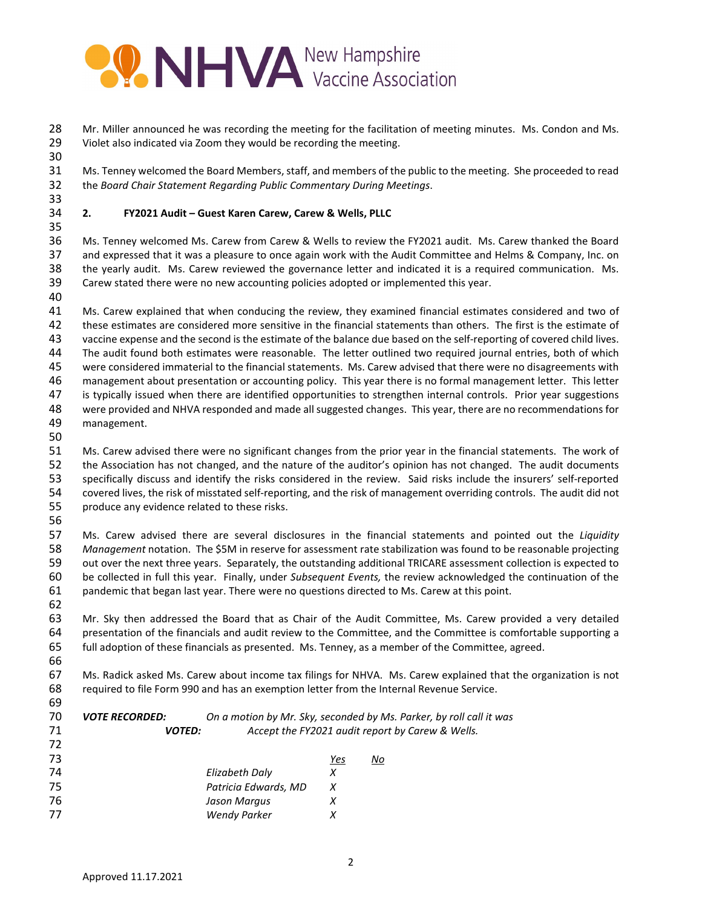Mr. Miller announced he was recording the meeting for the facilitation of meeting minutes. Ms. Condon and Ms. Violet also indicated via Zoom they would be recording the meeting.

Ms. Tenney welcomed the Board Members, staff, and members of the public to the meeting. She proceeded to read the *Board Chair Statement Regarding Public Commentary During Meetings*.

**2. FY2021 Audit – Guest Karen Carew, Carew & Wells, PLLC**

Ms. Tenney welcomed Ms. Carew from Carew & Wells to review the FY2021 audit. Ms. Carew thanked the Board and expressed that it was a pleasure to once again work with the Audit Committee and Helms & Company, Inc. on the yearly audit. Ms. Carew reviewed the governance letter and indicated it is a required communication. Ms. Carew stated there were no new accounting policies adopted or implemented this year.

Ms. Carew explained that when conducing the review, they examined financial estimates considered and two of these estimates are considered more sensitive in the financial statements than others. The first is the estimate of vaccine expense and the second is the estimate of the balance due based on the self-reporting of covered child lives. The audit found both estimates were reasonable. The letter outlined two required journal entries, both of which were considered immaterial to the financial statements. Ms. Carew advised that there were no disagreements with management about presentation or accounting policy. This year there is no formal management letter. This letter is typically issued when there are identified opportunities to strengthen internal controls. Prior year suggestions were provided and NHVA responded and made all suggested changes. This year, there are no recommendations for management.

Ms. Carew advised there were no significant changes from the prior year in the financial statements. The work of the Association has not changed, and the nature of the auditor's opinion has not changed. The audit documents specifically discuss and identify the risks considered in the review. Said risks include the insurers' self-reported covered lives, the risk of misstated self-reporting, and the risk of management overriding controls. The audit did not produce any evidence related to these risks.

Ms. Carew advised there are several disclosures in the financial statements and pointed out the *Liquidity Management* notation. The $5M in reserve for assessment rate stabilization was found to be reasonable projecting out over the next three years. Separately, the outstanding additional TRICARE assessment collection is expected to be collected in full this year. Finally, under *Subsequent Events,* the review acknowledged the continuation of the pandemic that began last year. There were no questions directed to Ms. Carew at this point.

Mr. Sky then addressed the Board that as Chair of the Audit Committee, Ms. Carew provided a very detailed presentation of the financials and audit review to the Committee, and the Committee is comfortable supporting a full adoption of these financials as presented. Ms. Tenney, as a member of the Committee, agreed.

Ms. Radick asked Ms. Carew about income tax filings for NHVA. Ms. Carew explained that the organization is not required to file Form 990 and has an exemption letter from the Internal Revenue Service.

***VOTE RECORDED:*** *On a motion by Mr. Sky, seconded by Ms. Parker, by roll call it was*
***VOTED:*** *Accept the FY2021 audit report by Carew & Wells.*

| | *Yes* | *No* |
|---|---|---|
| *Elizabeth Daly* | *X* | |
| *Patricia Edwards, MD* | *X* | |
| *Jason Margus* | *X* | |
| *Wendy Parker* | *X* | |

Approved 11.17.2021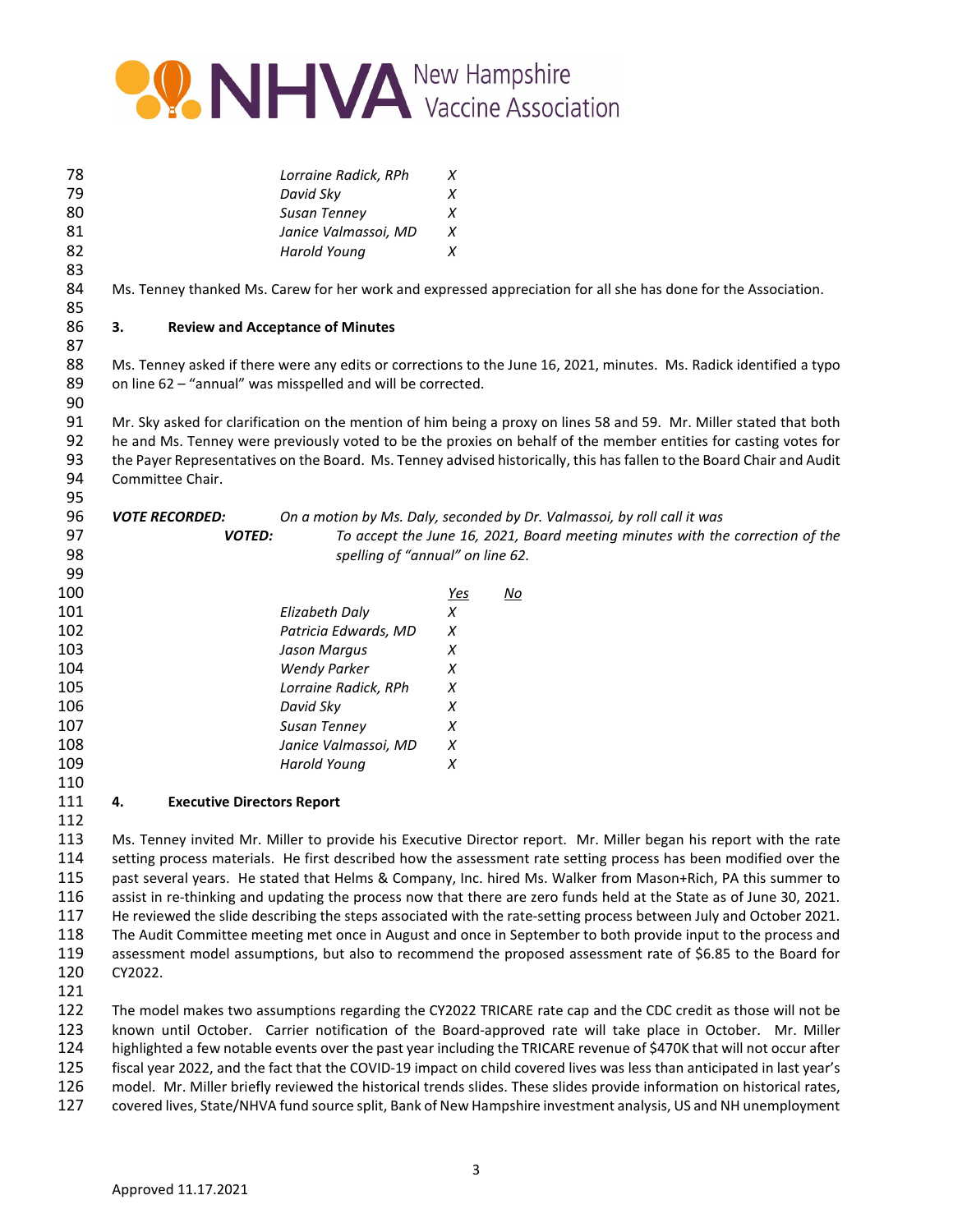| | |
|---|---|
| *Lorraine Radick, RPh* | *X* |
| *David Sky* | *X* |
| *Susan Tenney* | *X* |
| *Janice Valmassoi, MD* | *X* |
| *Harold Young* | *X* |

Ms. Tenney thanked Ms. Carew for her work and expressed appreciation for all she has done for the Association.

**3. Review and Acceptance of Minutes**

Ms. Tenney asked if there were any edits or corrections to the June 16, 2021, minutes. Ms. Radick identified a typo on line 62 – "annual" was misspelled and will be corrected.

Mr. Sky asked for clarification on the mention of him being a proxy on lines 58 and 59. Mr. Miller stated that both he and Ms. Tenney were previously voted to be the proxies on behalf of the member entities for casting votes for the Payer Representatives on the Board. Ms. Tenney advised historically, this has fallen to the Board Chair and Audit Committee Chair.

***VOTE RECORDED:*** *On a motion by Ms. Daly, seconded by Dr. Valmassoi, by roll call it was*

***VOTED:*** *To accept the June 16, 2021, Board meeting minutes with the correction of the spelling of "annual" on line 62.*

| | *Yes* | *No* |
|---|---|---|
| *Elizabeth Daly* | *X* | |
| *Patricia Edwards, MD* | *X* | |
| *Jason Margus* | *X* | |
| *Wendy Parker* | *X* | |
| *Lorraine Radick, RPh* | *X* | |
| *David Sky* | *X* | |
| *Susan Tenney* | *X* | |
| *Janice Valmassoi, MD* | *X* | |
| *Harold Young* | *X* | |

**4. Executive Directors Report**

Ms. Tenney invited Mr. Miller to provide his Executive Director report. Mr. Miller began his report with the rate setting process materials. He first described how the assessment rate setting process has been modified over the past several years. He stated that Helms & Company, Inc. hired Ms. Walker from Mason+Rich, PA this summer to assist in re-thinking and updating the process now that there are zero funds held at the State as of June 30, 2021. He reviewed the slide describing the steps associated with the rate-setting process between July and October 2021. The Audit Committee meeting met once in August and once in September to both provide input to the process and assessment model assumptions, but also to recommend the proposed assessment rate of $6.85 to the Board for CY2022.

The model makes two assumptions regarding the CY2022 TRICARE rate cap and the CDC credit as those will not be known until October. Carrier notification of the Board-approved rate will take place in October. Mr. Miller highlighted a few notable events over the past year including the TRICARE revenue of $470K that will not occur after fiscal year 2022, and the fact that the COVID-19 impact on child covered lives was less than anticipated in last year's model. Mr. Miller briefly reviewed the historical trends slides. These slides provide information on historical rates, covered lives, State/NHVA fund source split, Bank of New Hampshire investment analysis, US and NH unemployment

Approved 11.17.2021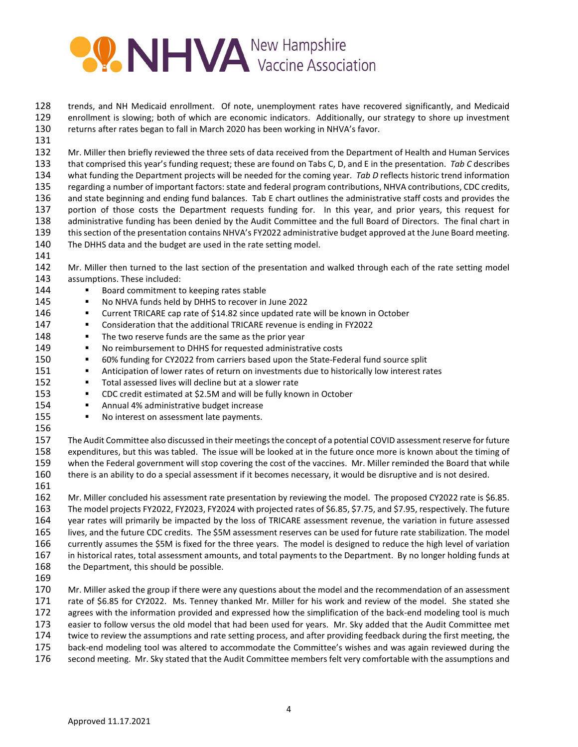trends, and NH Medicaid enrollment. Of note, unemployment rates have recovered significantly, and Medicaid enrollment is slowing; both of which are economic indicators. Additionally, our strategy to shore up investment returns after rates began to fall in March 2020 has been working in NHVA's favor.

Mr. Miller then briefly reviewed the three sets of data received from the Department of Health and Human Services that comprised this year's funding request; these are found on Tabs C, D, and E in the presentation. *Tab C* describes what funding the Department projects will be needed for the coming year. *Tab D* reflects historic trend information regarding a number of important factors: state and federal program contributions, NHVA contributions, CDC credits, and state beginning and ending fund balances. Tab E chart outlines the administrative staff costs and provides the portion of those costs the Department requests funding for. In this year, and prior years, this request for administrative funding has been denied by the Audit Committee and the full Board of Directors. The final chart in this section of the presentation contains NHVA's FY2022 administrative budget approved at the June Board meeting. The DHHS data and the budget are used in the rate setting model.

Mr. Miller then turned to the last section of the presentation and walked through each of the rate setting model assumptions. These included:

- Board commitment to keeping rates stable
- No NHVA funds held by DHHS to recover in June 2022
- Current TRICARE cap rate of $14.82 since updated rate will be known in October
- Consideration that the additional TRICARE revenue is ending in FY2022
- The two reserve funds are the same as the prior year
- No reimbursement to DHHS for requested administrative costs
- 60% funding for CY2022 from carriers based upon the State-Federal fund source split
- Anticipation of lower rates of return on investments due to historically low interest rates
- Total assessed lives will decline but at a slower rate
- CDC credit estimated at $2.5M and will be fully known in October
- Annual 4% administrative budget increase
- No interest on assessment late payments.

The Audit Committee also discussed in their meetings the concept of a potential COVID assessment reserve for future expenditures, but this was tabled. The issue will be looked at in the future once more is known about the timing of when the Federal government will stop covering the cost of the vaccines. Mr. Miller reminded the Board that while there is an ability to do a special assessment if it becomes necessary, it would be disruptive and is not desired.

Mr. Miller concluded his assessment rate presentation by reviewing the model. The proposed CY2022 rate is $6.85. The model projects FY2022, FY2023, FY2024 with projected rates of $6.85, $7.75, and $7.95, respectively. The future year rates will primarily be impacted by the loss of TRICARE assessment revenue, the variation in future assessed lives, and the future CDC credits. The $5M assessment reserves can be used for future rate stabilization. The model currently assumes the $5M is fixed for the three years. The model is designed to reduce the high level of variation in historical rates, total assessment amounts, and total payments to the Department. By no longer holding funds at the Department, this should be possible.

Mr. Miller asked the group if there were any questions about the model and the recommendation of an assessment rate of $6.85 for CY2022. Ms. Tenney thanked Mr. Miller for his work and review of the model. She stated she agrees with the information provided and expressed how the simplification of the back-end modeling tool is much easier to follow versus the old model that had been used for years. Mr. Sky added that the Audit Committee met twice to review the assumptions and rate setting process, and after providing feedback during the first meeting, the back-end modeling tool was altered to accommodate the Committee's wishes and was again reviewed during the second meeting. Mr. Sky stated that the Audit Committee members felt very comfortable with the assumptions and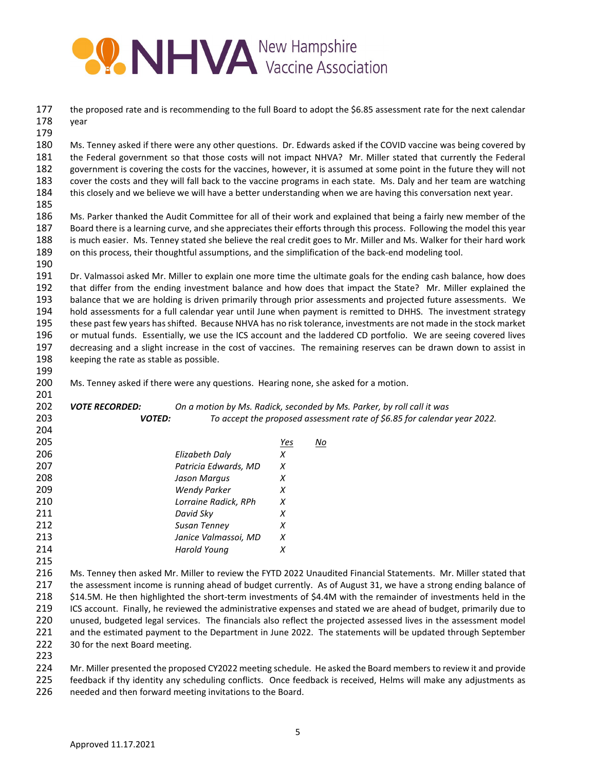the proposed rate and is recommending to the full Board to adopt the $6.85 assessment rate for the next calendar year

Ms. Tenney asked if there were any other questions. Dr. Edwards asked if the COVID vaccine was being covered by the Federal government so that those costs will not impact NHVA? Mr. Miller stated that currently the Federal government is covering the costs for the vaccines, however, it is assumed at some point in the future they will not cover the costs and they will fall back to the vaccine programs in each state. Ms. Daly and her team are watching this closely and we believe we will have a better understanding when we are having this conversation next year.

Ms. Parker thanked the Audit Committee for all of their work and explained that being a fairly new member of the Board there is a learning curve, and she appreciates their efforts through this process. Following the model this year is much easier. Ms. Tenney stated she believe the real credit goes to Mr. Miller and Ms. Walker for their hard work on this process, their thoughtful assumptions, and the simplification of the back-end modeling tool.

Dr. Valmassoi asked Mr. Miller to explain one more time the ultimate goals for the ending cash balance, how does that differ from the ending investment balance and how does that impact the State? Mr. Miller explained the balance that we are holding is driven primarily through prior assessments and projected future assessments. We hold assessments for a full calendar year until June when payment is remitted to DHHS. The investment strategy these past few years has shifted. Because NHVA has no risk tolerance, investments are not made in the stock market or mutual funds. Essentially, we use the ICS account and the laddered CD portfolio. We are seeing covered lives decreasing and a slight increase in the cost of vaccines. The remaining reserves can be drawn down to assist in keeping the rate as stable as possible.

Ms. Tenney asked if there were any questions. Hearing none, she asked for a motion.

***VOTE RECORDED:*** *On a motion by Ms. Radick, seconded by Ms. Parker, by roll call it was*
***VOTED:*** *To accept the proposed assessment rate of $6.85 for calendar year 2022.*

| | *Yes* | *No* |
|---|---|---|
| *Elizabeth Daly* | *X* | |
| *Patricia Edwards, MD* | *X* | |
| *Jason Margus* | *X* | |
| *Wendy Parker* | *X* | |
| *Lorraine Radick, RPh* | *X* | |
| *David Sky* | *X* | |
| *Susan Tenney* | *X* | |
| *Janice Valmassoi, MD* | *X* | |
| *Harold Young* | *X* | |

Ms. Tenney then asked Mr. Miller to review the FYTD 2022 Unaudited Financial Statements. Mr. Miller stated that the assessment income is running ahead of budget currently. As of August 31, we have a strong ending balance of $14.5M. He then highlighted the short-term investments of $4.4M with the remainder of investments held in the ICS account. Finally, he reviewed the administrative expenses and stated we are ahead of budget, primarily due to unused, budgeted legal services. The financials also reflect the projected assessed lives in the assessment model and the estimated payment to the Department in June 2022. The statements will be updated through September 30 for the next Board meeting.

Mr. Miller presented the proposed CY2022 meeting schedule. He asked the Board members to review it and provide feedback if thy identity any scheduling conflicts. Once feedback is received, Helms will make any adjustments as needed and then forward meeting invitations to the Board.

Approved 11.17.2021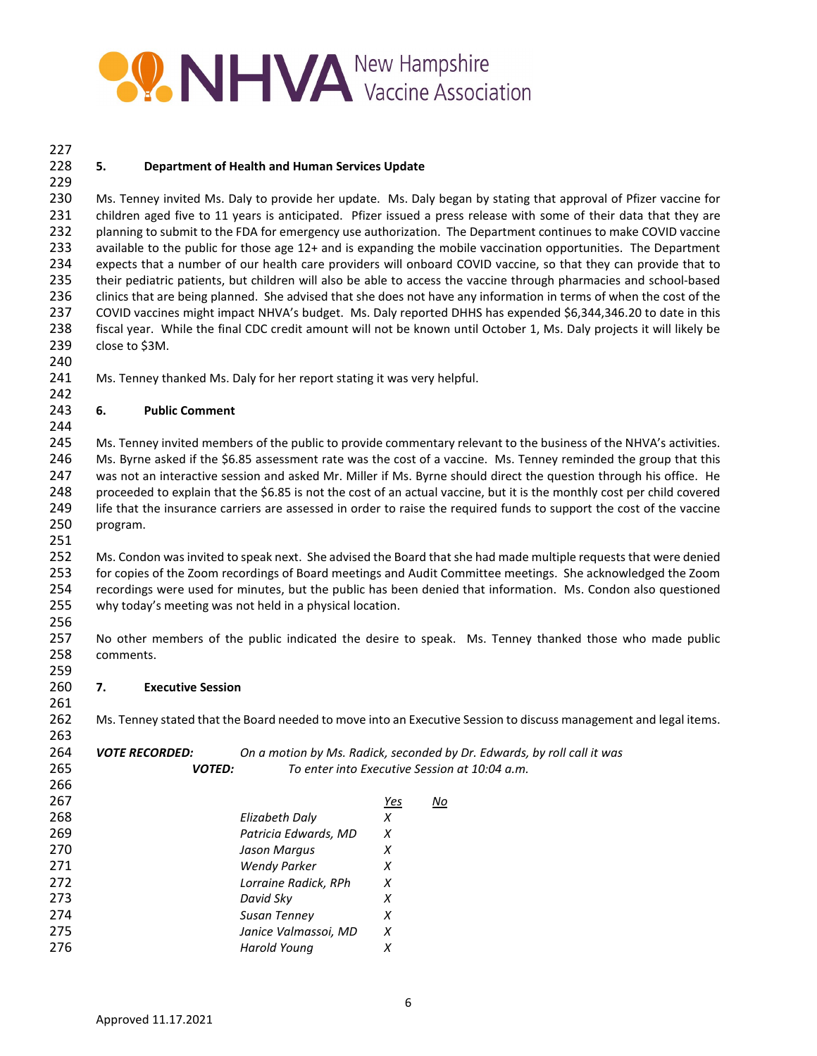## 5. Department of Health and Human Services Update

Ms. Tenney invited Ms. Daly to provide her update. Ms. Daly began by stating that approval of Pfizer vaccine for children aged five to 11 years is anticipated. Pfizer issued a press release with some of their data that they are planning to submit to the FDA for emergency use authorization. The Department continues to make COVID vaccine available to the public for those age 12+ and is expanding the mobile vaccination opportunities. The Department expects that a number of our health care providers will onboard COVID vaccine, so that they can provide that to their pediatric patients, but children will also be able to access the vaccine through pharmacies and school-based clinics that are being planned. She advised that she does not have any information in terms of when the cost of the COVID vaccines might impact NHVA's budget. Ms. Daly reported DHHS has expended $6,344,346.20 to date in this fiscal year. While the final CDC credit amount will not be known until October 1, Ms. Daly projects it will likely be close to $3M.

Ms. Tenney thanked Ms. Daly for her report stating it was very helpful.

## 6. Public Comment

Ms. Tenney invited members of the public to provide commentary relevant to the business of the NHVA's activities. Ms. Byrne asked if the $6.85 assessment rate was the cost of a vaccine. Ms. Tenney reminded the group that this was not an interactive session and asked Mr. Miller if Ms. Byrne should direct the question through his office. He proceeded to explain that the $6.85 is not the cost of an actual vaccine, but it is the monthly cost per child covered life that the insurance carriers are assessed in order to raise the required funds to support the cost of the vaccine program.

Ms. Condon was invited to speak next. She advised the Board that she had made multiple requests that were denied for copies of the Zoom recordings of Board meetings and Audit Committee meetings. She acknowledged the Zoom recordings were used for minutes, but the public has been denied that information. Ms. Condon also questioned why today's meeting was not held in a physical location.

No other members of the public indicated the desire to speak. Ms. Tenney thanked those who made public comments.

## 7. Executive Session

Ms. Tenney stated that the Board needed to move into an Executive Session to discuss management and legal items.

***VOTE RECORDED:*** *On a motion by Ms. Radick, seconded by Dr. Edwards, by roll call it was*
***VOTED:*** *To enter into Executive Session at 10:04 a.m.*

| | Yes | No |
|---|---|---|
| *Elizabeth Daly* | X | |
| *Patricia Edwards, MD* | X | |
| *Jason Margus* | X | |
| *Wendy Parker* | X | |
| *Lorraine Radick, RPh* | X | |
| *David Sky* | X | |
| *Susan Tenney* | X | |
| *Janice Valmassoi, MD* | X | |
| *Harold Young* | X | |

Approved 11.17.2021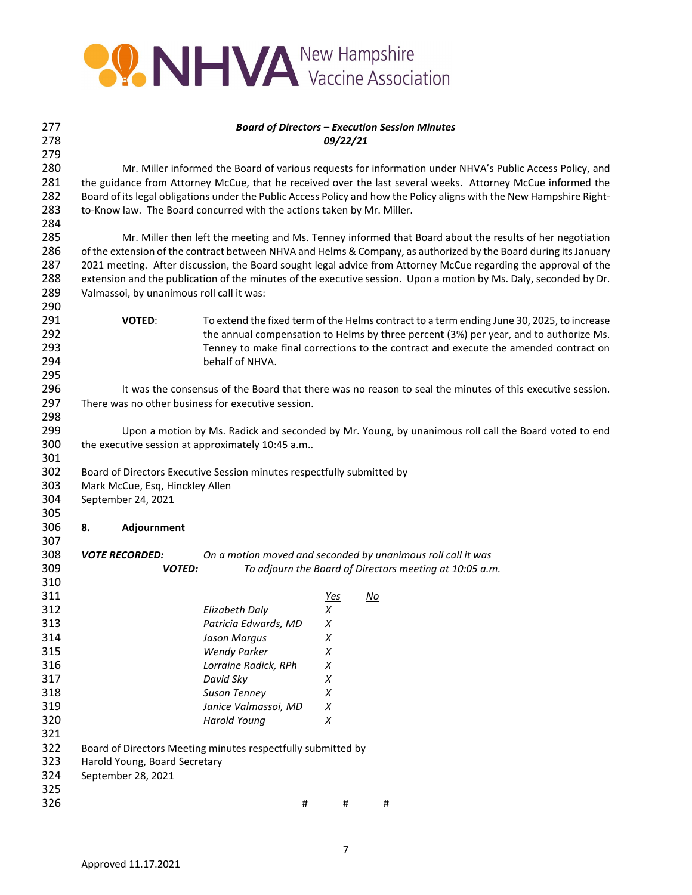**NHVA New Hampshire Vaccine Association**

***Board of Directors – Execution Session Minutes***
***09/22/21***

Mr. Miller informed the Board of various requests for information under NHVA's Public Access Policy, and the guidance from Attorney McCue, that he received over the last several weeks. Attorney McCue informed the Board of its legal obligations under the Public Access Policy and how the Policy aligns with the New Hampshire Right-to-Know law. The Board concurred with the actions taken by Mr. Miller.

Mr. Miller then left the meeting and Ms. Tenney informed that Board about the results of her negotiation of the extension of the contract between NHVA and Helms & Company, as authorized by the Board during its January 2021 meeting. After discussion, the Board sought legal advice from Attorney McCue regarding the approval of the extension and the publication of the minutes of the executive session. Upon a motion by Ms. Daly, seconded by Dr. Valmassoi, by unanimous roll call it was:

**VOTED**: To extend the fixed term of the Helms contract to a term ending June 30, 2025, to increase the annual compensation to Helms by three percent (3%) per year, and to authorize Ms. Tenney to make final corrections to the contract and execute the amended contract on behalf of NHVA.

It was the consensus of the Board that there was no reason to seal the minutes of this executive session. There was no other business for executive session.

Upon a motion by Ms. Radick and seconded by Mr. Young, by unanimous roll call the Board voted to end the executive session at approximately 10:45 a.m..

Board of Directors Executive Session minutes respectfully submitted by
Mark McCue, Esq, Hinckley Allen
September 24, 2021

**8. Adjournment**

***VOTE RECORDED:*** *On a motion moved and seconded by unanimous roll call it was*
***VOTED:*** *To adjourn the Board of Directors meeting at 10:05 a.m.*

| | Yes | No |
|---|---|---|
| *Elizabeth Daly* | X | |
| *Patricia Edwards, MD* | X | |
| *Jason Margus* | X | |
| *Wendy Parker* | X | |
| *Lorraine Radick, RPh* | X | |
| *David Sky* | X | |
| *Susan Tenney* | X | |
| *Janice Valmassoi, MD* | X | |
| *Harold Young* | X | |

Board of Directors Meeting minutes respectfully submitted by
Harold Young, Board Secretary
September 28, 2021

# # #

Approved 11.17.2021